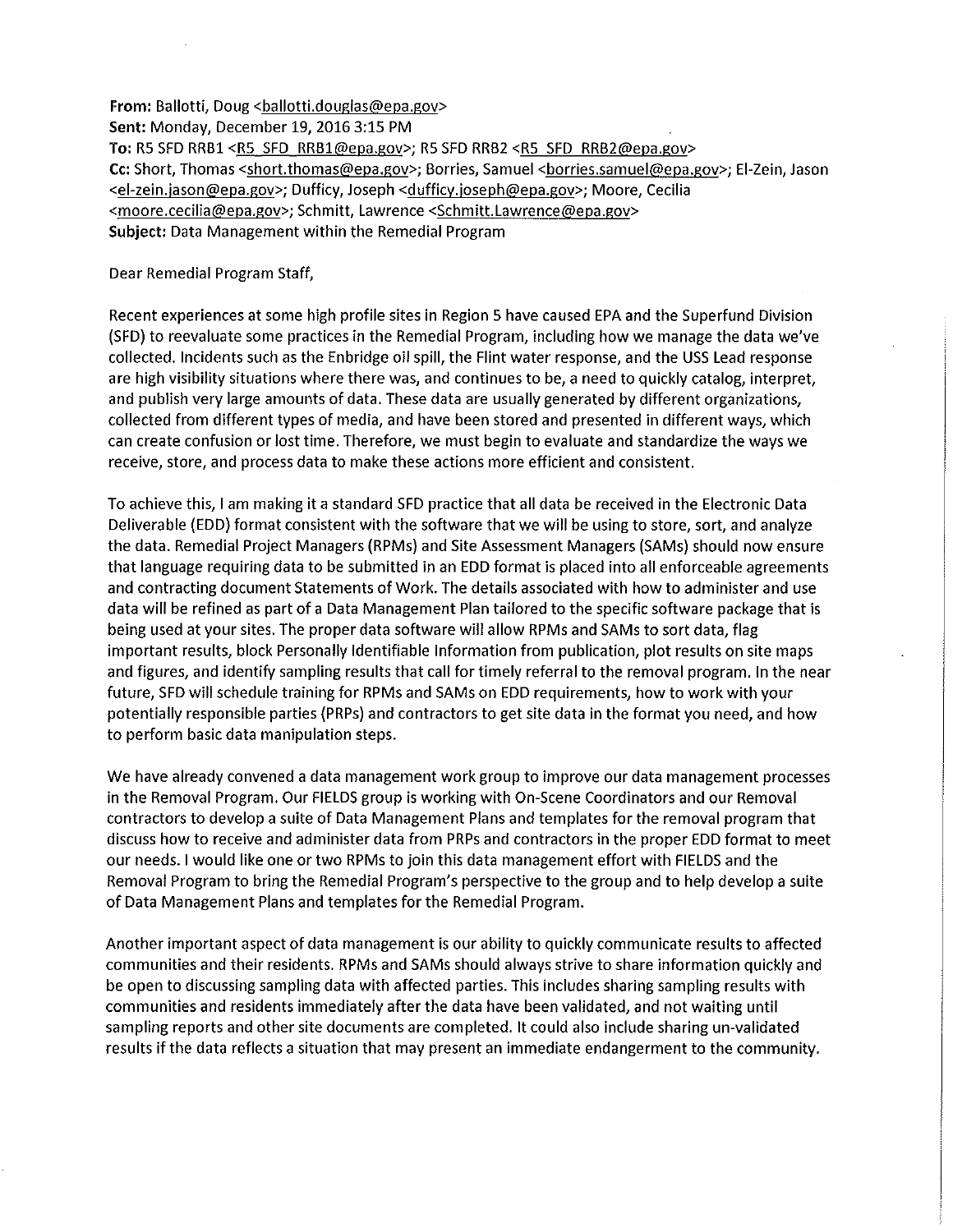**From:** Ballotti, Doug <ballotti.douglas@epa.gov>
**Sent:** Monday, December 19, 2016 3:15 PM
**To:** R5 SFD RRB1 <R5_SFD_RRB1@epa.gov>; R5 SFD RRB2 <R5_SFD_RRB2@epa.gov>
**Cc:** Short, Thomas <short.thomas@epa.gov>; Borries, Samuel <borries.samuel@epa.gov>; El-Zein, Jason <el-zein.jason@epa.gov>; Dufficy, Joseph <dufficy.joseph@epa.gov>; Moore, Cecilia <moore.cecilia@epa.gov>; Schmitt, Lawrence <Schmitt.Lawrence@epa.gov>
**Subject:** Data Management within the Remedial Program

Dear Remedial Program Staff,

Recent experiences at some high profile sites in Region 5 have caused EPA and the Superfund Division (SFD) to reevaluate some practices in the Remedial Program, including how we manage the data we've collected. Incidents such as the Enbridge oil spill, the Flint water response, and the USS Lead response are high visibility situations where there was, and continues to be, a need to quickly catalog, interpret, and publish very large amounts of data. These data are usually generated by different organizations, collected from different types of media, and have been stored and presented in different ways, which can create confusion or lost time. Therefore, we must begin to evaluate and standardize the ways we receive, store, and process data to make these actions more efficient and consistent.

To achieve this, I am making it a standard SFD practice that all data be received in the Electronic Data Deliverable (EDD) format consistent with the software that we will be using to store, sort, and analyze the data. Remedial Project Managers (RPMs) and Site Assessment Managers (SAMs) should now ensure that language requiring data to be submitted in an EDD format is placed into all enforceable agreements and contracting document Statements of Work. The details associated with how to administer and use data will be refined as part of a Data Management Plan tailored to the specific software package that is being used at your sites. The proper data software will allow RPMs and SAMs to sort data, flag important results, block Personally Identifiable Information from publication, plot results on site maps and figures, and identify sampling results that call for timely referral to the removal program. In the near future, SFD will schedule training for RPMs and SAMs on EDD requirements, how to work with your potentially responsible parties (PRPs) and contractors to get site data in the format you need, and how to perform basic data manipulation steps.

We have already convened a data management work group to improve our data management processes in the Removal Program. Our FIELDS group is working with On-Scene Coordinators and our Removal contractors to develop a suite of Data Management Plans and templates for the removal program that discuss how to receive and administer data from PRPs and contractors in the proper EDD format to meet our needs. I would like one or two RPMs to join this data management effort with FIELDS and the Removal Program to bring the Remedial Program's perspective to the group and to help develop a suite of Data Management Plans and templates for the Remedial Program.

Another important aspect of data management is our ability to quickly communicate results to affected communities and their residents. RPMs and SAMs should always strive to share information quickly and be open to discussing sampling data with affected parties. This includes sharing sampling results with communities and residents immediately after the data have been validated, and not waiting until sampling reports and other site documents are completed. It could also include sharing un-validated results if the data reflects a situation that may present an immediate endangerment to the community.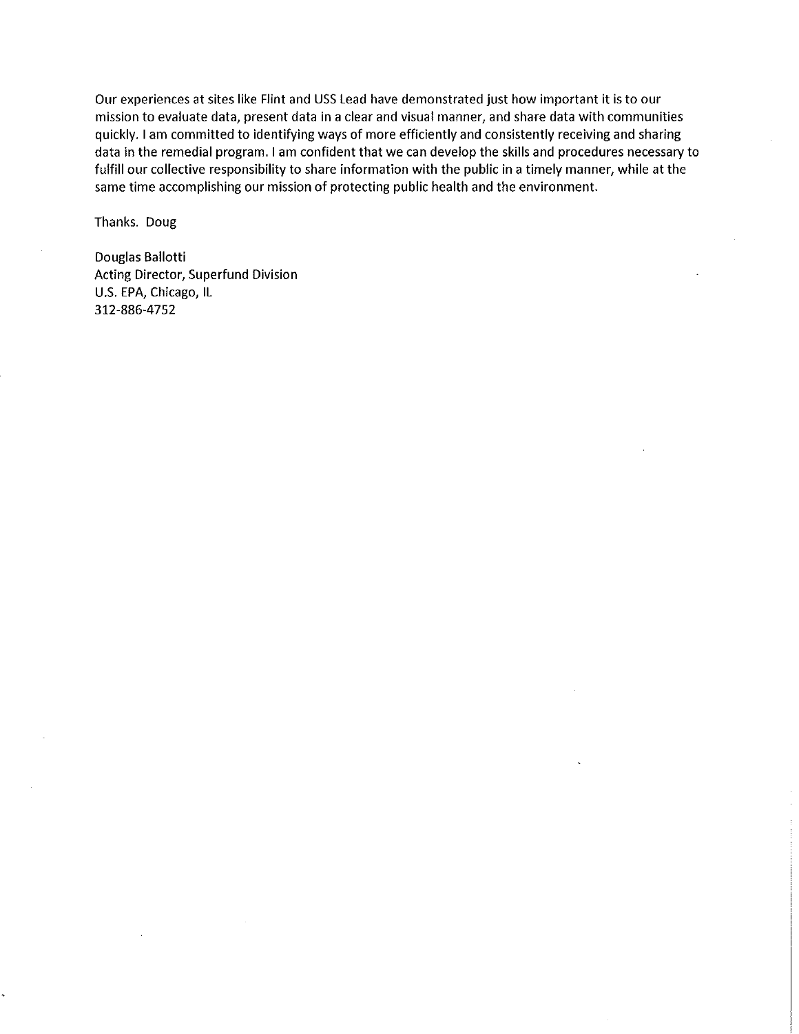Our experiences at sites like Flint and USS Lead have demonstrated just how important it is to our mission to evaluate data, present data in a clear and visual manner, and share data with communities quickly. I am committed to identifying ways of more efficiently and consistently receiving and sharing data in the remedial program. I am confident that we can develop the skills and procedures necessary to fulfill our collective responsibility to share information with the public in a timely manner, while at the same time accomplishing our mission of protecting public health and the environment.

Thanks. Doug

Douglas Ballotti
Acting Director, Superfund Division
U.S. EPA, Chicago, IL
312-886-4752